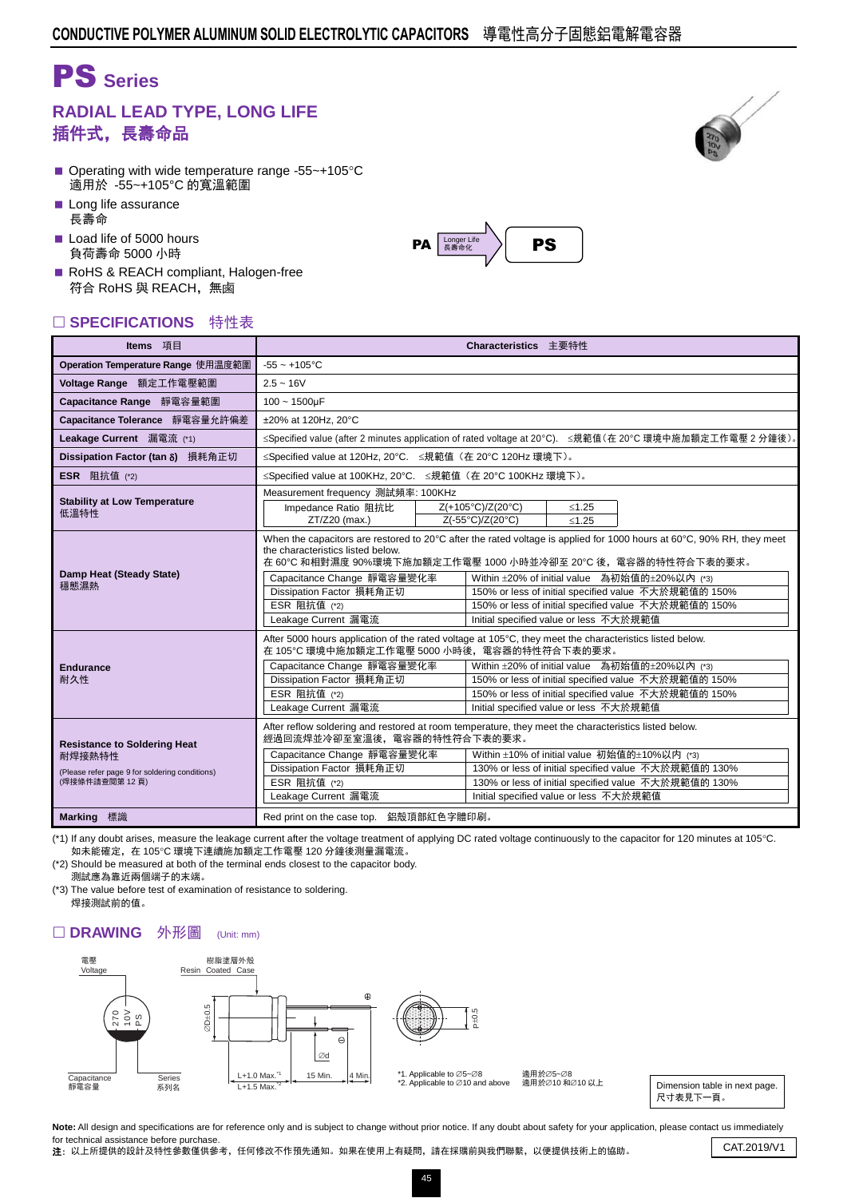# PS Series

## RADIAL LEAD TYPE, LONG LIFE
## 插件式，長壽命品

- Operating with wide temperature range -55~+105°C
  適用於 -55~+105°C 的寬溫範圍
- Long life assurance
  長壽命
- Load life of 5000 hours
  負荷壽命 5000 小時
- RoHS & REACH compliant, Halogen-free
  符合 RoHS 與 REACH，無鹵

PA → Longer Life 長壽命化 → PS

## □ SPECIFICATIONS 特性表

| Items 項目 | Characteristics 主要特性 | | |
|---|---|---|---|
| **Operation Temperature Range** 使用溫度範圍 | -55 ~ +105°C | | |
| **Voltage Range** 額定工作電壓範圍 | 2.5 ~ 16V | | |
| **Capacitance Range** 靜電容量範圍 | 100 ~ 1500μF | | |
| **Capacitance Tolerance** 靜電容量允許偏差 | ±20% at 120Hz, 20°C | | |
| **Leakage Current** 漏電流 (*1) | ≤Specified value (after 2 minutes application of rated voltage at 20°C). ≤規範值（在 20°C 環境中施加額定工作電壓 2 分鐘後）。 | | |
| **Dissipation Factor (tan δ)** 損耗角正切 | ≤Specified value at 120Hz, 20°C. ≤規範值（在 20°C 120Hz 環境下）。 | | |
| **ESR** 阻抗值 (*2) | ≤Specified value at 100KHz, 20°C. ≤規範值（在 20°C 100KHz 環境下）。 | | |
| **Stability at Low Temperature** 低溫特性 | Measurement frequency 測試頻率: 100KHz | | |
| | Impedance Ratio 阻抗比 ZT/Z20 (max.) | Z(+105°C)/Z(20°C) | ≤1.25 |
| | | Z(-55°C)/Z(20°C) | ≤1.25 |
| **Damp Heat (Steady State)** 穩態濕熱 | When the capacitors are restored to 20°C after the rated voltage is applied for 1000 hours at 60°C, 90% RH, they meet the characteristics listed below. 在 60°C 和相對濕度 90%環境下施加額定工作電壓 1000 小時並冷卻至 20°C 後，電容器的特性符合下表的要求。 | | |
| | Capacitance Change 靜電容量變化率 | Within ±20% of initial value 為初始值的±20%以內 (*3) | |
| | Dissipation Factor 損耗角正切 | 150% or less of initial specified value 不大於規範值的 150% | |
| | ESR 阻抗值 (*2) | 150% or less of initial specified value 不大於規範值的 150% | |
| | Leakage Current 漏電流 | Initial specified value or less 不大於規範值 | |
| **Endurance** 耐久性 | After 5000 hours application of the rated voltage at 105°C, they meet the characteristics listed below. 在 105°C 環境中施加額定工作電壓 5000 小時後，電容器的特性符合下表的要求。 | | |
| | Capacitance Change 靜電容量變化率 | Within ±20% of initial value 為初始值的±20%以內 (*3) | |
| | Dissipation Factor 損耗角正切 | 150% or less of initial specified value 不大於規範值的 150% | |
| | ESR 阻抗值 (*2) | 150% or less of initial specified value 不大於規範值的 150% | |
| | Leakage Current 漏電流 | Initial specified value or less 不大於規範值 | |
| **Resistance to Soldering Heat** 耐焊接熱特性 (Please refer page 9 for soldering conditions) (焊接條件請查閱第 12 頁) | After reflow soldering and restored at room temperature, they meet the characteristics listed below. 經過回流焊並冷卻至室溫後，電容器的特性符合下表的要求。 | | |
| | Capacitance Change 靜電容量變化率 | Within ±10% of initial value 初始值的±10%以內 (*3) | |
| | Dissipation Factor 損耗角正切 | 130% or less of initial specified value 不大於規範值的 130% | |
| | ESR 阻抗值 (*2) | 130% or less of initial specified value 不大於規範值的 130% | |
| | Leakage Current 漏電流 | Initial specified value or less 不大於規範值 | |
| **Marking** 標識 | Red print on the case top. 鋁殼頂部紅色字體印刷。 | | |

(*1) If any doubt arises, measure the leakage current after the voltage treatment of applying DC rated voltage continuously to the capacitor for 120 minutes at 105°C.
如未能確定，在 105°C 環境下連續施加額定工作電壓 120 分鐘後測量漏電流。

(*2) Should be measured at both of the terminal ends closest to the capacitor body.
測試應為靠近兩個端子的末端。

(*3) The value before test of examination of resistance to soldering.
焊接測試前的值。

## □ DRAWING 外形圖 (Unit: mm)

電壓 Voltage — 270 10V PS — Capacitance 靜電容量 — Series 系列名

樹脂塗層外殼 Resin Coated Case

ØD±0.5, Ød, L+1.0 Max.[*1], L+1.5 Max.[*2], 15 Min., 4 Min., P±0.5

*1. Applicable to Ø5~Ø8 適用於Ø5~Ø8
*2. Applicable to Ø10 and above 適用於Ø10 和Ø10 以上

Dimension table in next page.
尺寸表見下一頁。

**Note:** All design and specifications are for reference only and is subject to change without prior notice. If any doubt about safety for your application, please contact us immediately for technical assistance before purchase.
**注**：以上所提供的設計及特性參數僅供參考，任何修改不作預先通知。如果在使用上有疑問，請在採購前與我們聯繫，以便提供技術上的協助。

CAT.2019/V1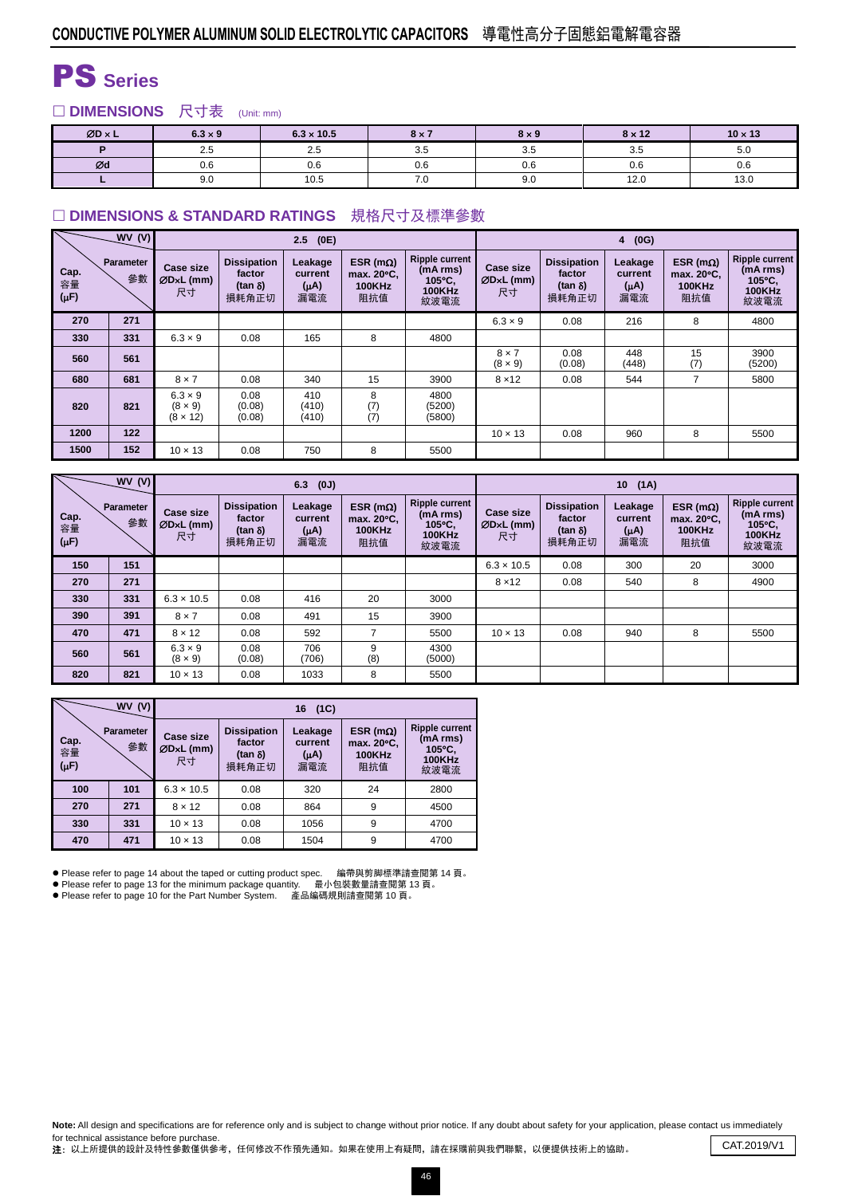# PS Series

## □ DIMENSIONS 尺寸表 (Unit: mm)

| ØD × L | 6.3 × 9 | 6.3 × 10.5 | 8 × 7 | 8 × 9 | 8 × 12 | 10 × 13 |
|---|---|---|---|---|---|---|
| P | 2.5 | 2.5 | 3.5 | 3.5 | 3.5 | 5.0 |
| Ød | 0.6 | 0.6 | 0.6 | 0.6 | 0.6 | 0.6 |
| L | 9.0 | 10.5 | 7.0 | 9.0 | 12.0 | 13.0 |

## □ DIMENSIONS & STANDARD RATINGS 規格尺寸及標準參數

| WV (V) | | 2.5 (0E) | | | | | 4 (0G) | | | | |
|---|---|---|---|---|---|---|---|---|---|---|---|
| Cap. 容量 (μF) | Parameter 參數 | Case size ØD×L (mm) 尺寸 | Dissipation factor (tan δ) 損耗角正切 | Leakage current (μA) 漏電流 | ESR (mΩ) max. 20°C, 100KHz 阻抗值 | Ripple current (mA rms) 105°C, 100KHz 紋波電流 | Case size ØD×L (mm) 尺寸 | Dissipation factor (tan δ) 損耗角正切 | Leakage current (μA) 漏電流 | ESR (mΩ) max. 20°C, 100KHz 阻抗值 | Ripple current (mA rms) 105°C, 100KHz 紋波電流 |
| 270 | 271 | | | | | | 6.3 × 9 | 0.08 | 216 | 8 | 4800 |
| 330 | 331 | 6.3 × 9 | 0.08 | 165 | 8 | 4800 | | | | | |
| 560 | 561 | | | | | | 8 × 7 (8 × 9) | 0.08 (0.08) | 448 (448) | 15 (7) | 3900 (5200) |
| 680 | 681 | 8 × 7 | 0.08 | 340 | 15 | 3900 | 8 ×12 | 0.08 | 544 | 7 | 5800 |
| 820 | 821 | 6.3 × 9 (8 × 9) (8 × 12) | 0.08 (0.08) (0.08) | 410 (410) (410) | 8 (7) (7) | 4800 (5200) (5800) | | | | | |
| 1200 | 122 | | | | | | 10 × 13 | 0.08 | 960 | 8 | 5500 |
| 1500 | 152 | 10 × 13 | 0.08 | 750 | 8 | 5500 | | | | | |

| WV (V) | | 6.3 (0J) | | | | | 10 (1A) | | | | |
|---|---|---|---|---|---|---|---|---|---|---|---|
| Cap. 容量 (μF) | Parameter 參數 | Case size ØD×L (mm) 尺寸 | Dissipation factor (tan δ) 損耗角正切 | Leakage current (μA) 漏電流 | ESR (mΩ) max. 20°C, 100KHz 阻抗值 | Ripple current (mA rms) 105°C, 100KHz 紋波電流 | Case size ØD×L (mm) 尺寸 | Dissipation factor (tan δ) 損耗角正切 | Leakage current (μA) 漏電流 | ESR (mΩ) max. 20°C, 100KHz 阻抗值 | Ripple current (mA rms) 105°C, 100KHz 紋波電流 |
| 150 | 151 | | | | | | 6.3 × 10.5 | 0.08 | 300 | 20 | 3000 |
| 270 | 271 | | | | | | 8 ×12 | 0.08 | 540 | 8 | 4900 |
| 330 | 331 | 6.3 × 10.5 | 0.08 | 416 | 20 | 3000 | | | | | |
| 390 | 391 | 8 × 7 | 0.08 | 491 | 15 | 3900 | | | | | |
| 470 | 471 | 8 × 12 | 0.08 | 592 | 7 | 5500 | 10 × 13 | 0.08 | 940 | 8 | 5500 |
| 560 | 561 | 6.3 × 9 (8 × 9) | 0.08 (0.08) | 706 (706) | 9 (8) | 4300 (5000) | | | | | |
| 820 | 821 | 10 × 13 | 0.08 | 1033 | 8 | 5500 | | | | | |

| WV (V) | | 16 (1C) | | | | |
|---|---|---|---|---|---|---|
| Cap. 容量 (μF) | Parameter 參數 | Case size ØD×L (mm) 尺寸 | Dissipation factor (tan δ) 損耗角正切 | Leakage current (μA) 漏電流 | ESR (mΩ) max. 20°C, 100KHz 阻抗值 | Ripple current (mA rms) 105°C, 100KHz 紋波電流 |
| 100 | 101 | 6.3 × 10.5 | 0.08 | 320 | 24 | 2800 |
| 270 | 271 | 8 × 12 | 0.08 | 864 | 9 | 4500 |
| 330 | 331 | 10 × 13 | 0.08 | 1056 | 9 | 4700 |
| 470 | 471 | 10 × 13 | 0.08 | 1504 | 9 | 4700 |

- Please refer to page 14 about the taped or cutting product spec. 編帶與剪腳標準請查閱第 14 頁。
- Please refer to page 13 for the minimum package quantity. 最小包裝數量請查閱第 13 頁。
- Please refer to page 10 for the Part Number System. 產品編碼規則請查閱第 10 頁。

**Note:** All design and specifications are for reference only and is subject to change without prior notice. If any doubt about safety for your application, please contact us immediately for technical assistance before purchase.
**注**：以上所提供的設計及特性參數僅供參考，任何修改不作預先通知。如果在使用上有疑問，請在採購前與我們聯繫，以便提供技術上的協助。

CAT.2019/V1